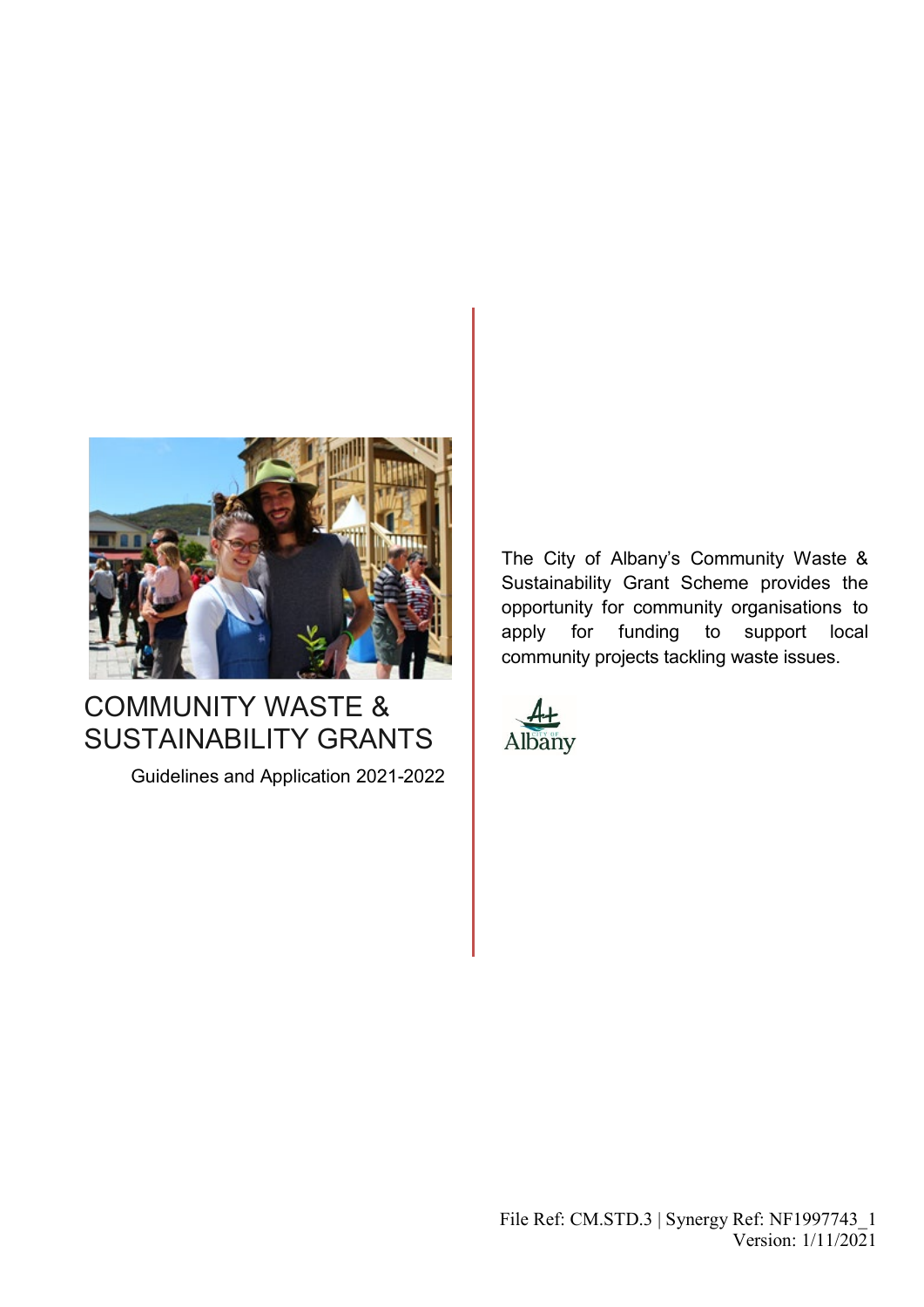# COMMUNITY WASTE & SUSTAINABILITY GRANTS

Guidelines and Application 2021-2022

The City of Albany's Community Waste & Sustainability Grant Scheme provides the opportunity for community organisations to apply for funding to support local community projects tackling waste issues.

File Ref: CM.STD.3 | Synergy Ref: NF1997743_1
Version: 1/11/2021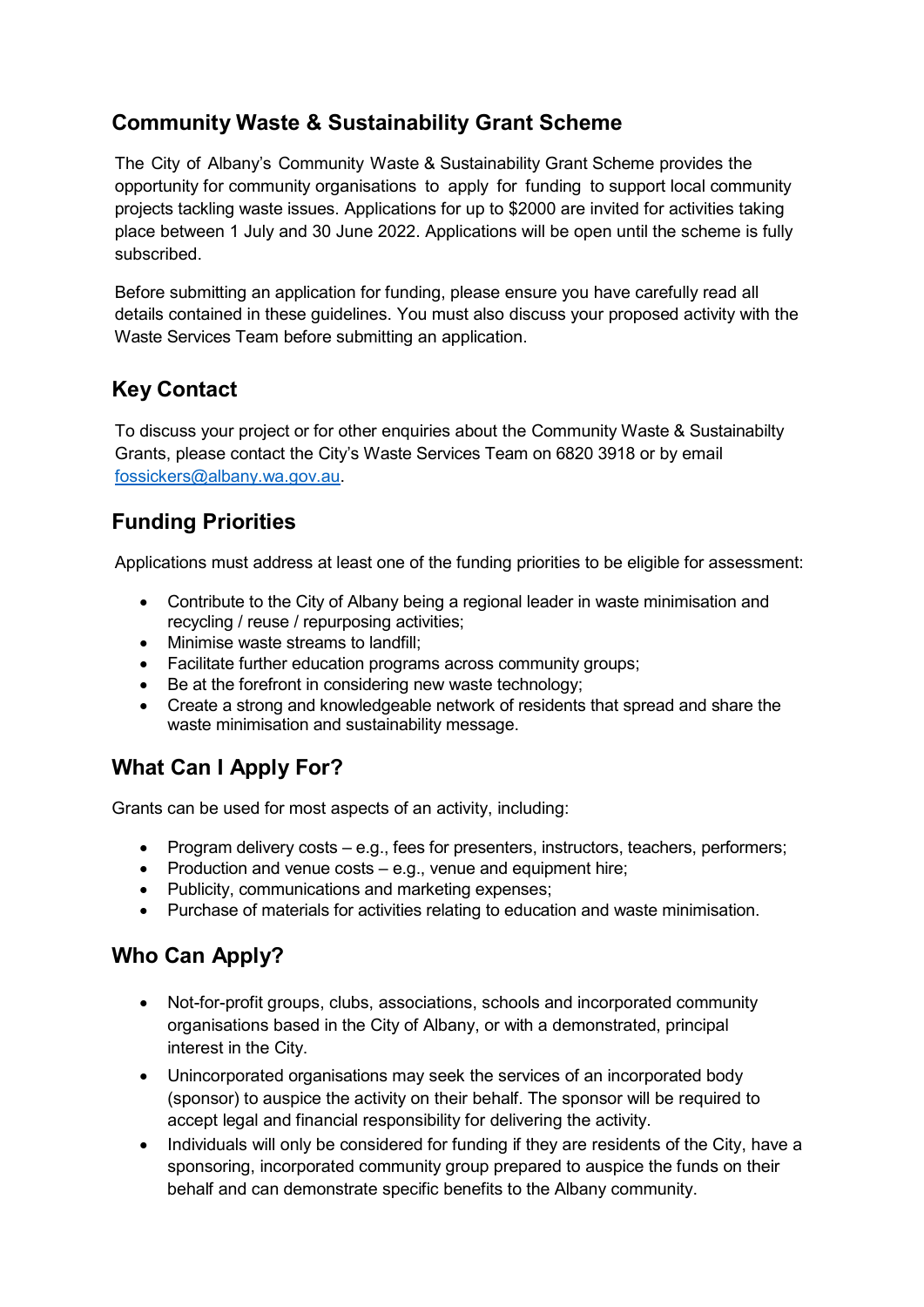## Community Waste & Sustainability Grant Scheme

The City of Albany's Community Waste & Sustainability Grant Scheme provides the opportunity for community organisations to apply for funding to support local community projects tackling waste issues. Applications for up to $2000 are invited for activities taking place between 1 July and 30 June 2022. Applications will be open until the scheme is fully subscribed.

Before submitting an application for funding, please ensure you have carefully read all details contained in these guidelines. You must also discuss your proposed activity with the Waste Services Team before submitting an application.

## Key Contact

To discuss your project or for other enquiries about the Community Waste & Sustainabilty Grants, please contact the City's Waste Services Team on 6820 3918 or by email fossickers@albany.wa.gov.au.

## Funding Priorities

Applications must address at least one of the funding priorities to be eligible for assessment:

- Contribute to the City of Albany being a regional leader in waste minimisation and recycling / reuse / repurposing activities;
- Minimise waste streams to landfill;
- Facilitate further education programs across community groups;
- Be at the forefront in considering new waste technology;
- Create a strong and knowledgeable network of residents that spread and share the waste minimisation and sustainability message.

## What Can I Apply For?

Grants can be used for most aspects of an activity, including:

- Program delivery costs – e.g., fees for presenters, instructors, teachers, performers;
- Production and venue costs – e.g., venue and equipment hire;
- Publicity, communications and marketing expenses;
- Purchase of materials for activities relating to education and waste minimisation.

## Who Can Apply?

- Not-for-profit groups, clubs, associations, schools and incorporated community organisations based in the City of Albany, or with a demonstrated, principal interest in the City.
- Unincorporated organisations may seek the services of an incorporated body (sponsor) to auspice the activity on their behalf. The sponsor will be required to accept legal and financial responsibility for delivering the activity.
- Individuals will only be considered for funding if they are residents of the City, have a sponsoring, incorporated community group prepared to auspice the funds on their behalf and can demonstrate specific benefits to the Albany community.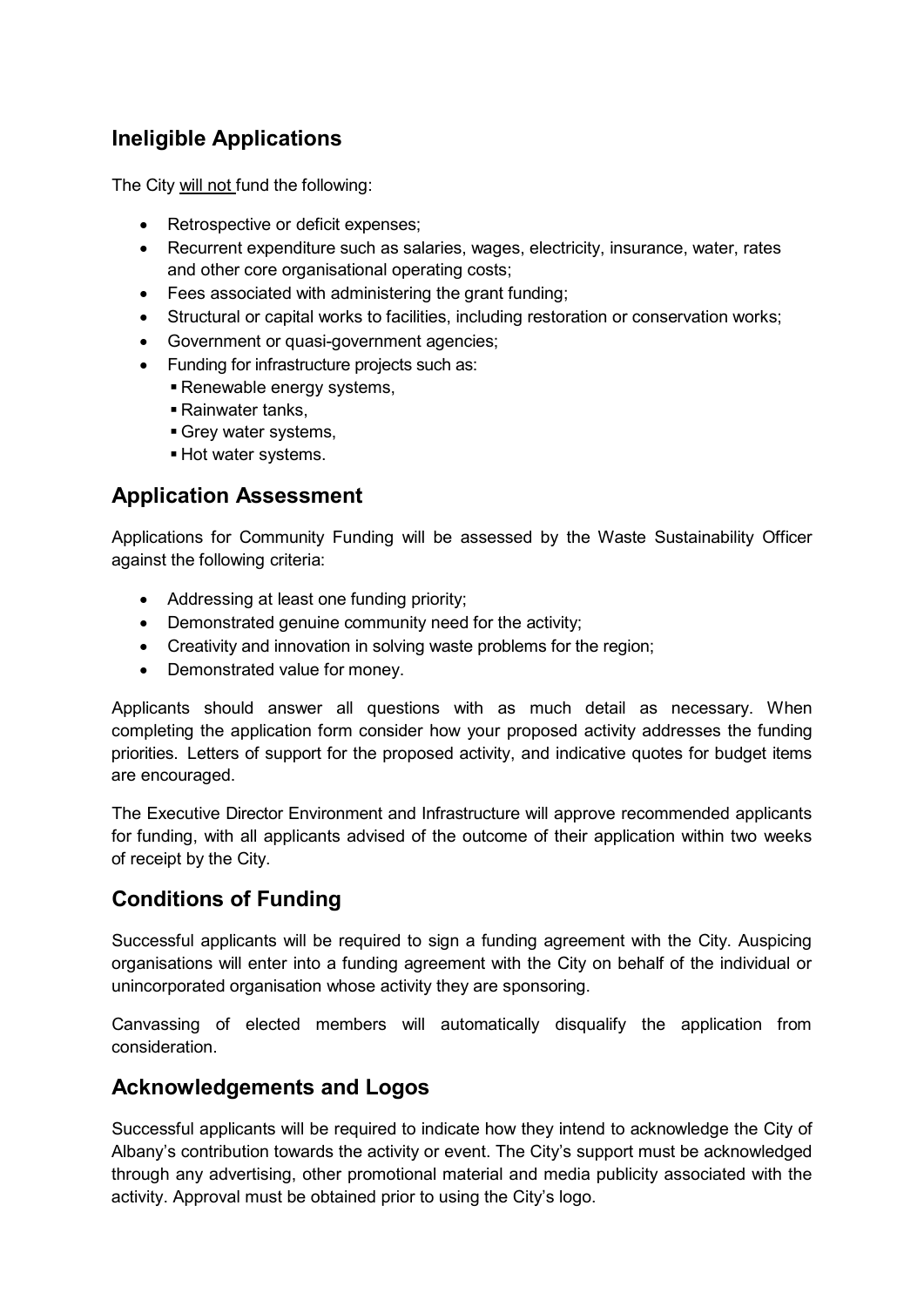## Ineligible Applications

The City <u>will not</u> fund the following:

- Retrospective or deficit expenses;
- Recurrent expenditure such as salaries, wages, electricity, insurance, water, rates and other core organisational operating costs;
- Fees associated with administering the grant funding;
- Structural or capital works to facilities, including restoration or conservation works;
- Government or quasi-government agencies;
- Funding for infrastructure projects such as:
  - Renewable energy systems,
  - Rainwater tanks,
  - Grey water systems,
  - Hot water systems.

## Application Assessment

Applications for Community Funding will be assessed by the Waste Sustainability Officer against the following criteria:

- Addressing at least one funding priority;
- Demonstrated genuine community need for the activity;
- Creativity and innovation in solving waste problems for the region;
- Demonstrated value for money.

Applicants should answer all questions with as much detail as necessary. When completing the application form consider how your proposed activity addresses the funding priorities. Letters of support for the proposed activity, and indicative quotes for budget items are encouraged.

The Executive Director Environment and Infrastructure will approve recommended applicants for funding, with all applicants advised of the outcome of their application within two weeks of receipt by the City.

## Conditions of Funding

Successful applicants will be required to sign a funding agreement with the City. Auspicing organisations will enter into a funding agreement with the City on behalf of the individual or unincorporated organisation whose activity they are sponsoring.

Canvassing of elected members will automatically disqualify the application from consideration.

## Acknowledgements and Logos

Successful applicants will be required to indicate how they intend to acknowledge the City of Albany's contribution towards the activity or event. The City's support must be acknowledged through any advertising, other promotional material and media publicity associated with the activity. Approval must be obtained prior to using the City's logo.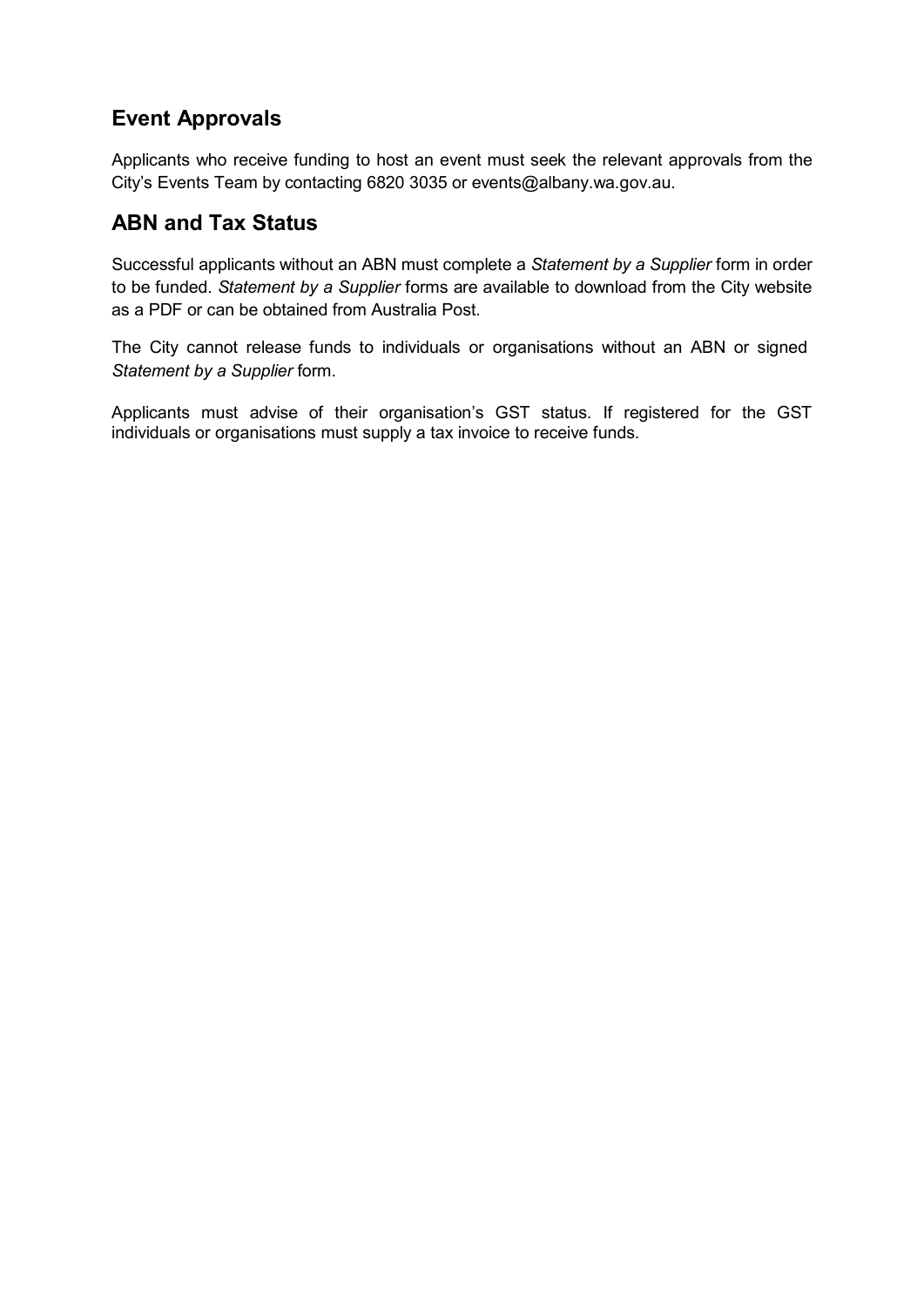## Event Approvals

Applicants who receive funding to host an event must seek the relevant approvals from the City's Events Team by contacting 6820 3035 or events@albany.wa.gov.au.

## ABN and Tax Status

Successful applicants without an ABN must complete a *Statement by a Supplier* form in order to be funded. *Statement by a Supplier* forms are available to download from the City website as a PDF or can be obtained from Australia Post.

The City cannot release funds to individuals or organisations without an ABN or signed *Statement by a Supplier* form.

Applicants must advise of their organisation's GST status. If registered for the GST individuals or organisations must supply a tax invoice to receive funds.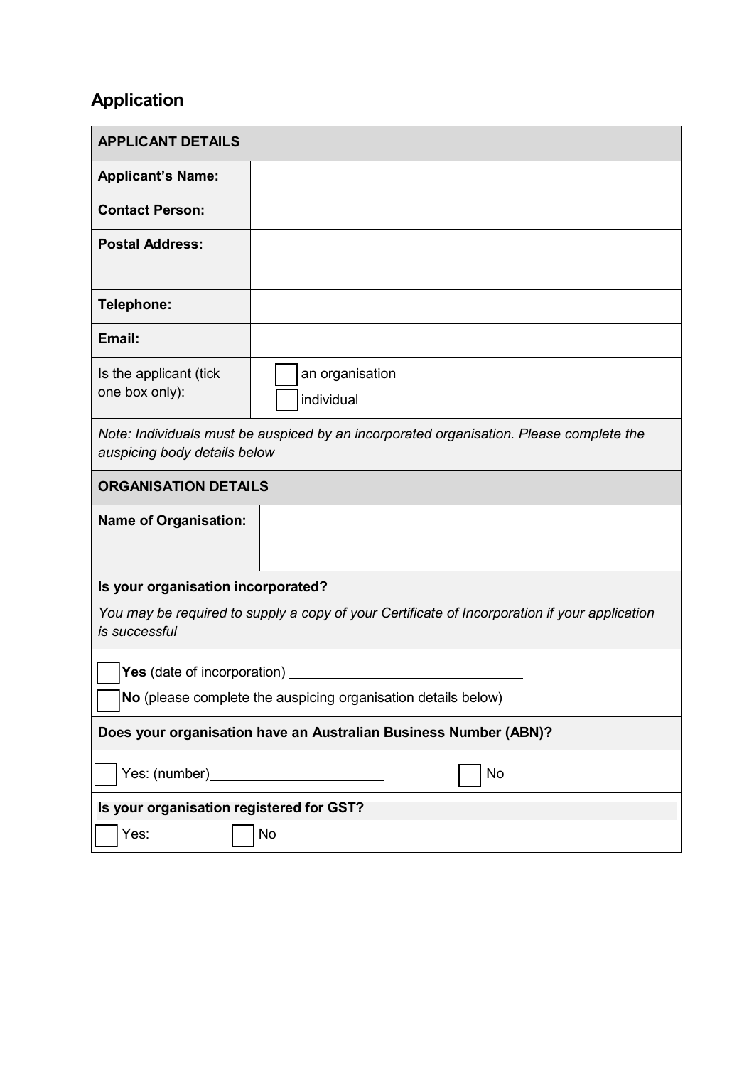## Application

| APPLICANT DETAILS | |
|---|---|
| **Applicant's Name:** | |
| **Contact Person:** | |
| **Postal Address:** | |
| **Telephone:** | |
| **Email:** | |
| Is the applicant (tick one box only): | ☐ an organisation<br>☐ individual |

*Note: Individuals must be auspiced by an incorporated organisation. Please complete the auspicing body details below*

| ORGANISATION DETAILS | |
|---|---|
| **Name of Organisation:** | |

**Is your organisation incorporated?**

*You may be required to supply a copy of your Certificate of Incorporation if your application is successful*

☐ **Yes** (date of incorporation) ______________________________

☐ **No** (please complete the auspicing organisation details below)

**Does your organisation have an Australian Business Number (ABN)?**

☐ Yes: (number)______________________ ☐ No

**Is your organisation registered for GST?**

☐ Yes: ☐ No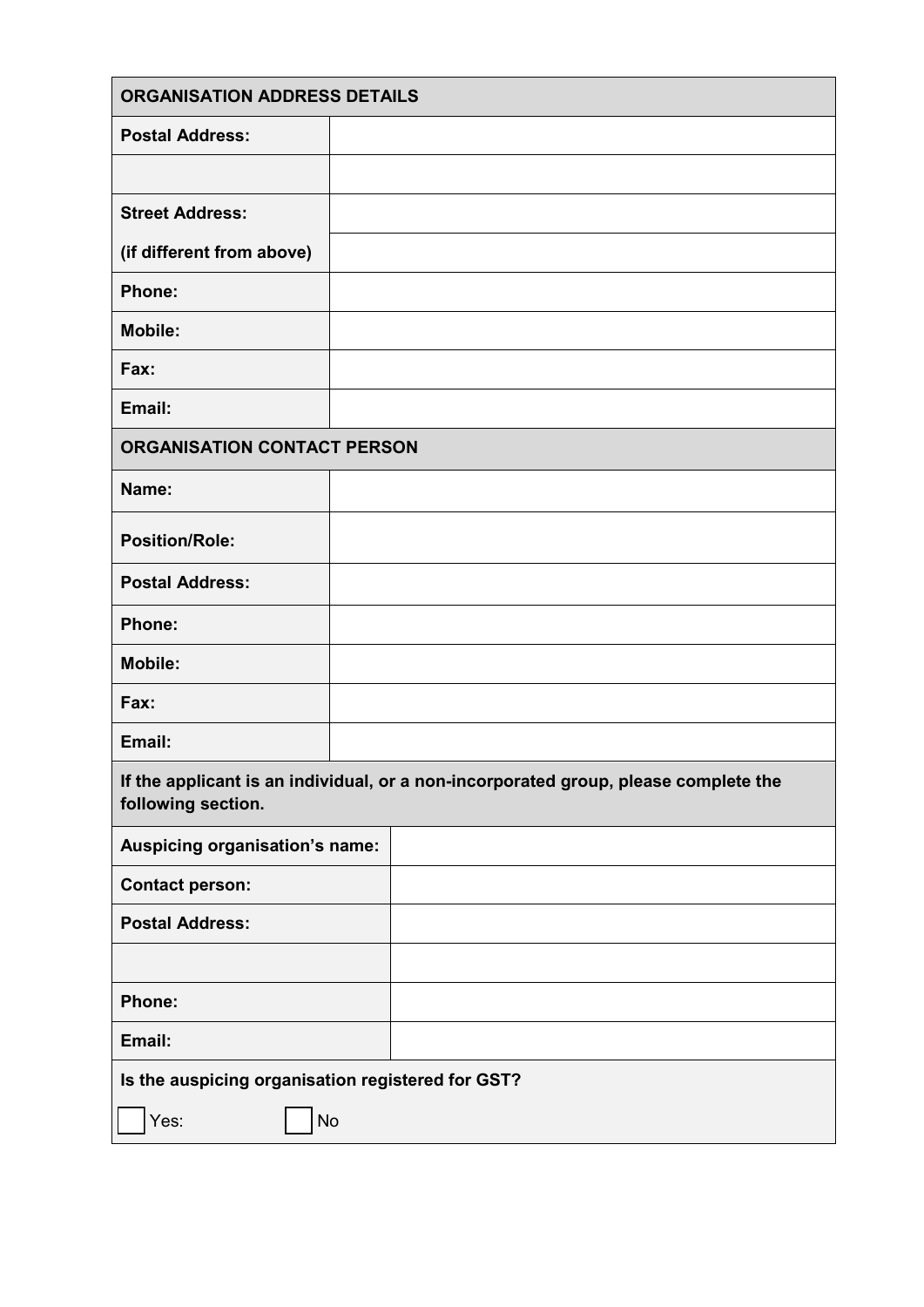| ORGANISATION ADDRESS DETAILS | |
| --- | --- |
| **Postal Address:** | |
| | |
| **Street Address:** | |
| **(if different from above)** | |
| **Phone:** | |
| **Mobile:** | |
| **Fax:** | |
| **Email:** | |

| ORGANISATION CONTACT PERSON | |
| --- | --- |
| **Name:** | |
| **Position/Role:** | |
| **Postal Address:** | |
| **Phone:** | |
| **Mobile:** | |
| **Fax:** | |
| **Email:** | |

| If the applicant is an individual, or a non-incorporated group, please complete the following section. | |
| --- | --- |
| **Auspicing organisation's name:** | |
| **Contact person:** | |
| **Postal Address:** | |
| | |
| **Phone:** | |
| **Email:** | |

**Is the auspicing organisation registered for GST?**

☐ Yes: ☐ No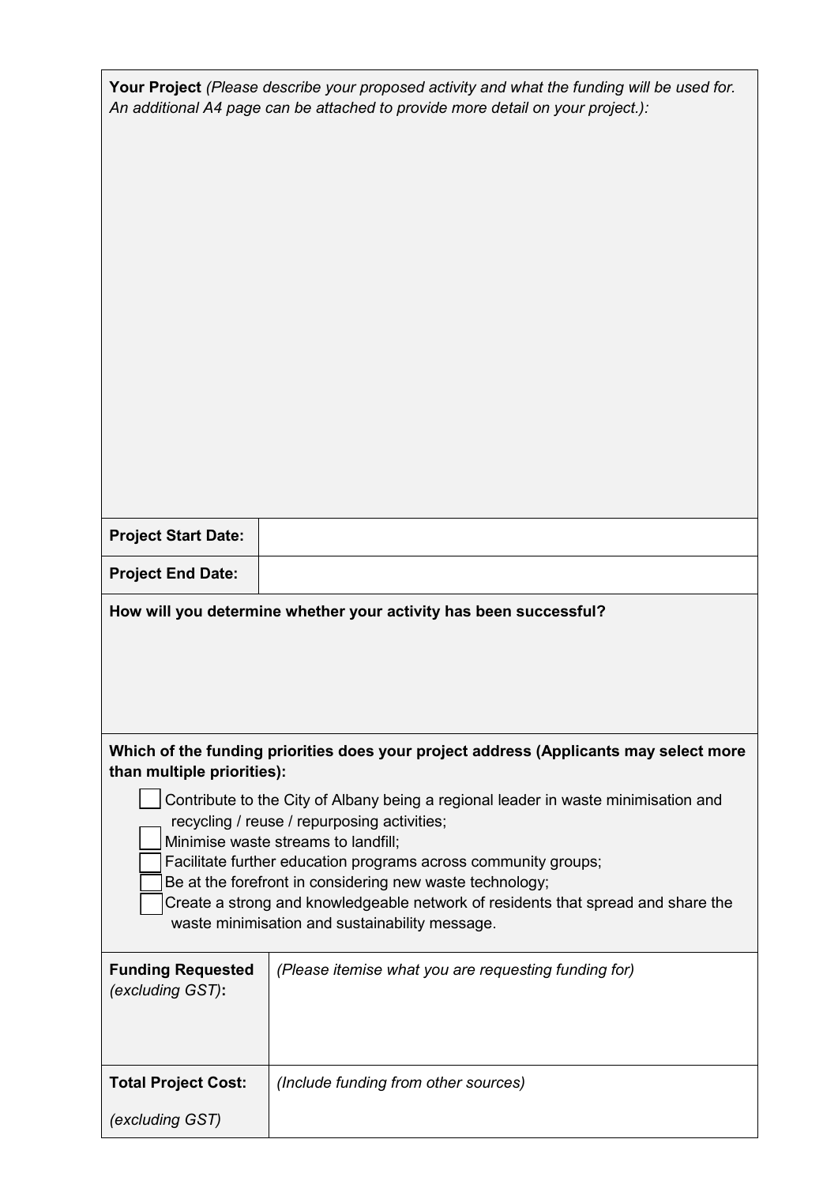**Your Project** *(Please describe your proposed activity and what the funding will be used for. An additional A4 page can be attached to provide more detail on your project.):*

| | |
|---|---|
| **Project Start Date:** | |
| **Project End Date:** | |

**How will you determine whether your activity has been successful?**

**Which of the funding priorities does your project address (Applicants may select more than multiple priorities):**

- ☐ Contribute to the City of Albany being a regional leader in waste minimisation and recycling / reuse / repurposing activities;
- ☐ Minimise waste streams to landfill;
- ☐ Facilitate further education programs across community groups;
- ☐ Be at the forefront in considering new waste technology;
- ☐ Create a strong and knowledgeable network of residents that spread and share the waste minimisation and sustainability message.

| | |
|---|---|
| **Funding Requested** *(excluding GST)***:** | *(Please itemise what you are requesting funding for)* |
| **Total Project Cost:** *(excluding GST)* | *(Include funding from other sources)* |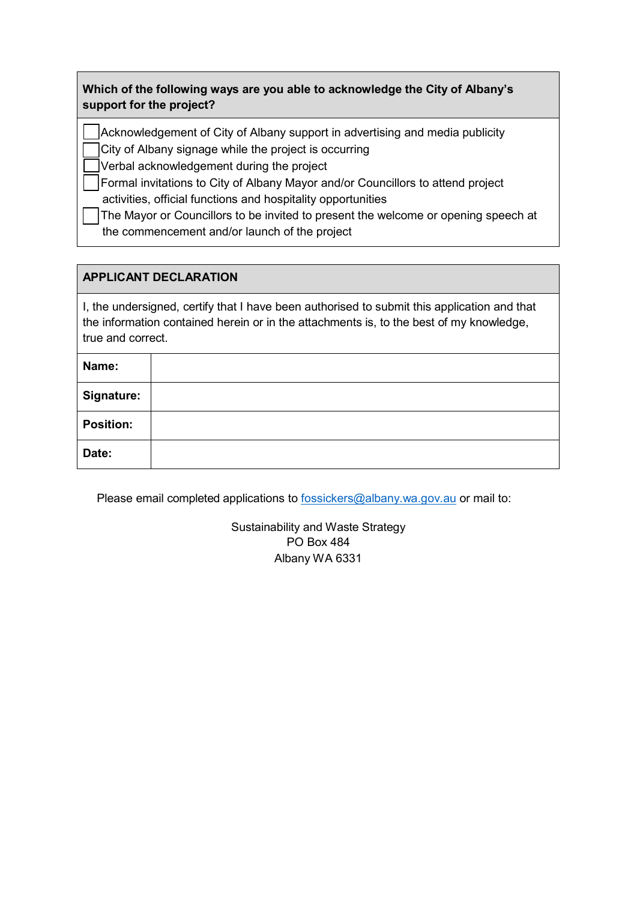| **Which of the following ways are you able to acknowledge the City of Albany's support for the project?** |
| --- |
| ☐ Acknowledgement of City of Albany support in advertising and media publicity<br>☐ City of Albany signage while the project is occurring<br>☐ Verbal acknowledgement during the project<br>☐ Formal invitations to City of Albany Mayor and/or Councillors to attend project activities, official functions and hospitality opportunities<br>☐ The Mayor or Councillors to be invited to present the welcome or opening speech at the commencement and/or launch of the project |

| **APPLICANT DECLARATION** | |
| --- | --- |
| I, the undersigned, certify that I have been authorised to submit this application and that the information contained herein or in the attachments is, to the best of my knowledge, true and correct. | |
| **Name:** | |
| **Signature:** | |
| **Position:** | |
| **Date:** | |

Please email completed applications to fossickers@albany.wa.gov.au or mail to:

Sustainability and Waste Strategy
PO Box 484
Albany WA 6331